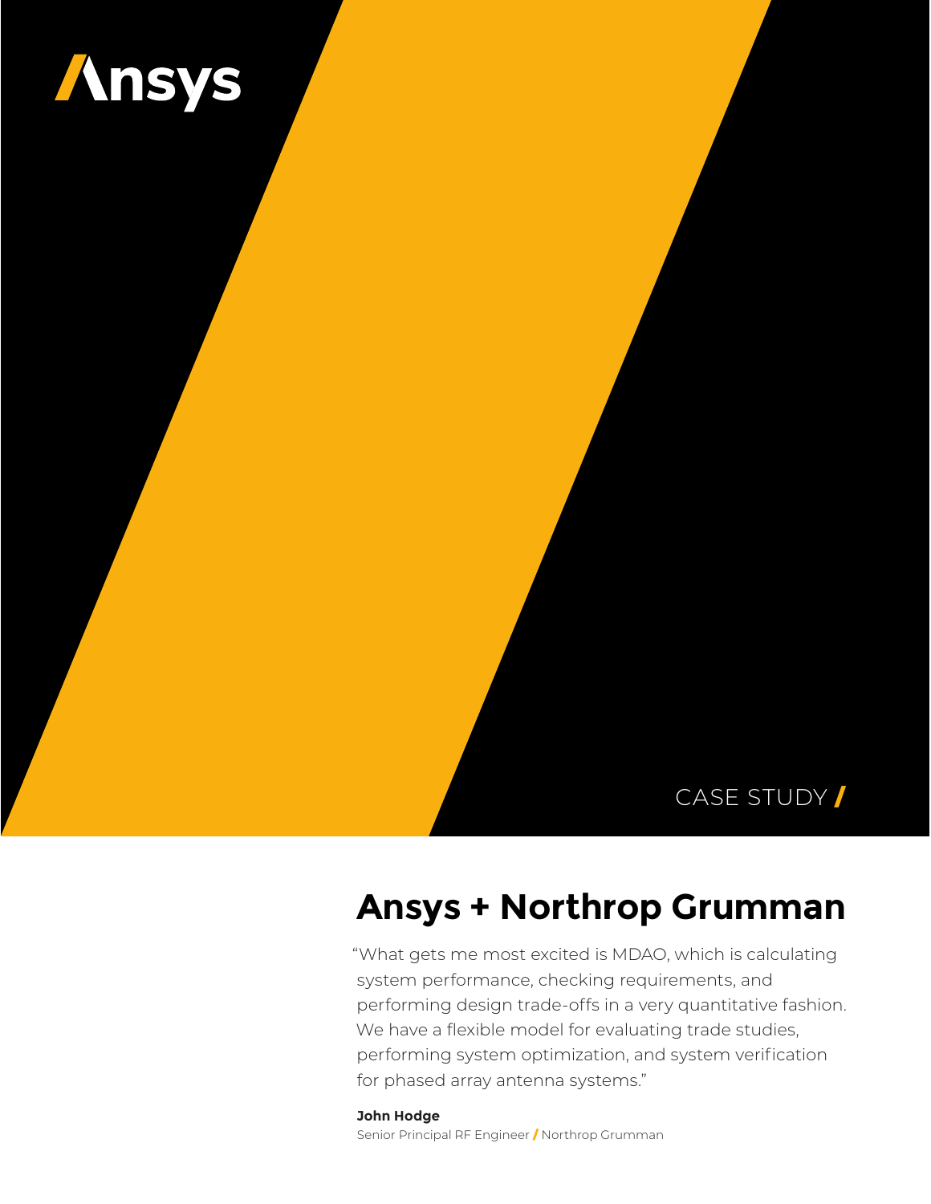Ansys

CASE STUDY

# Ansys + Northrop Grumman

"What gets me most excited is MDAO, which is calculating system performance, checking requirements, and performing design trade-offs in a very quantitative fashion. We have a flexible model for evaluating trade studies, performing system optimization, and system verification for phased array antenna systems."

**John Hodge**
Senior Principal RF Engineer / Northrop Grumman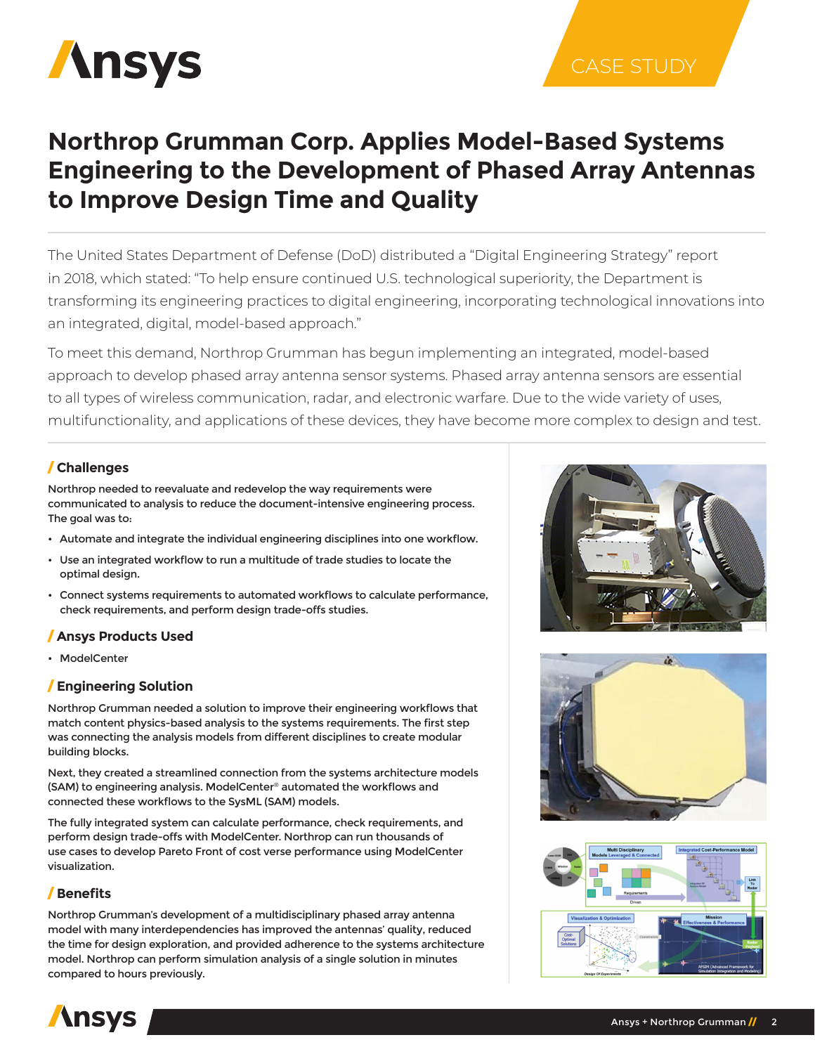CASE STUDY

# Northrop Grumman Corp. Applies Model-Based Systems Engineering to the Development of Phased Array Antennas to Improve Design Time and Quality

The United States Department of Defense (DoD) distributed a "Digital Engineering Strategy" report in 2018, which stated: "To help ensure continued U.S. technological superiority, the Department is transforming its engineering practices to digital engineering, incorporating technological innovations into an integrated, digital, model-based approach."

To meet this demand, Northrop Grumman has begun implementing an integrated, model-based approach to develop phased array antenna sensor systems. Phased array antenna sensors are essential to all types of wireless communication, radar, and electronic warfare. Due to the wide variety of uses, multifunctionality, and applications of these devices, they have become more complex to design and test.

## / Challenges

Northrop needed to reevaluate and redevelop the way requirements were communicated to analysis to reduce the document-intensive engineering process. The goal was to:

- Automate and integrate the individual engineering disciplines into one workflow.
- Use an integrated workflow to run a multitude of trade studies to locate the optimal design.
- Connect systems requirements to automated workflows to calculate performance, check requirements, and perform design trade-offs studies.

## / Ansys Products Used

- ModelCenter

## / Engineering Solution

Northrop Grumman needed a solution to improve their engineering workflows that match content physics-based analysis to the systems requirements. The first step was connecting the analysis models from different disciplines to create modular building blocks.

Next, they created a streamlined connection from the systems architecture models (SAM) to engineering analysis. ModelCenter® automated the workflows and connected these workflows to the SysML (SAM) models.

The fully integrated system can calculate performance, check requirements, and perform design trade-offs with ModelCenter. Northrop can run thousands of use cases to develop Pareto Front of cost verse performance using ModelCenter visualization.

## / Benefits

Northrop Grumman's development of a multidisciplinary phased array antenna model with many interdependencies has improved the antennas' quality, reduced the time for design exploration, and provided adherence to the systems architecture model. Northrop can perform simulation analysis of a single solution in minutes compared to hours previously.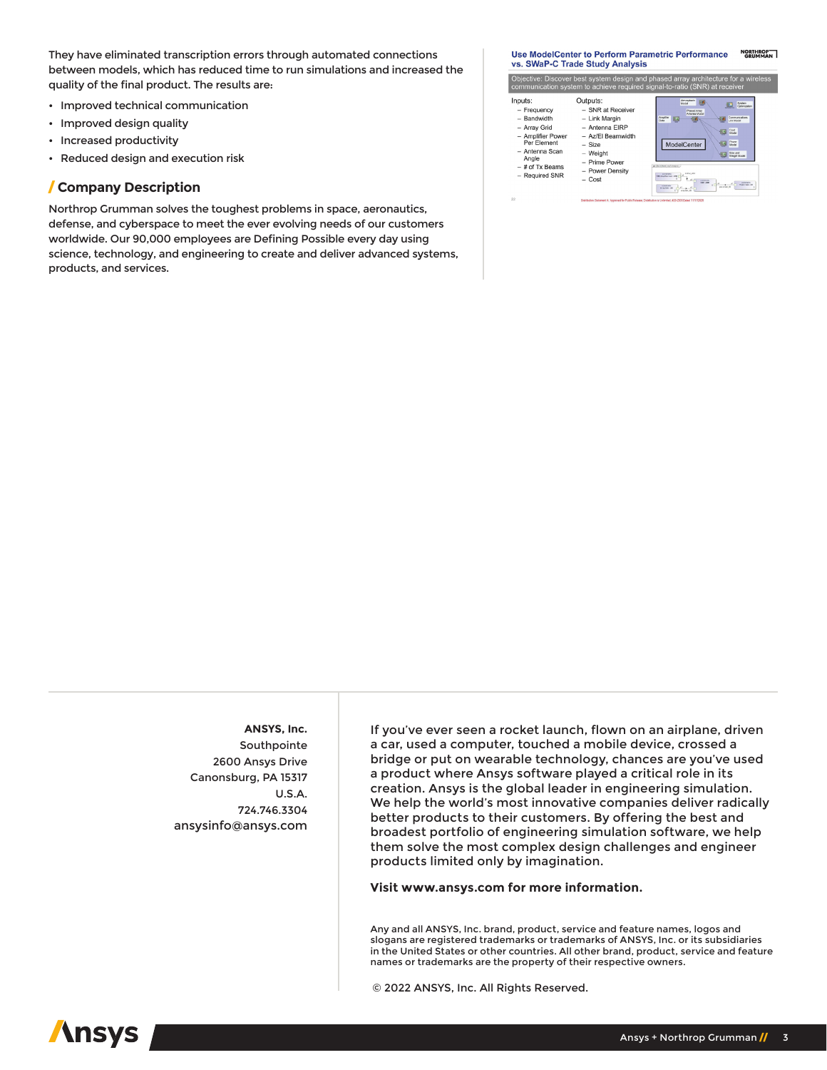They have eliminated transcription errors through automated connections between models, which has reduced time to run simulations and increased the quality of the final product. The results are:

- Improved technical communication
- Improved design quality
- Increased productivity
- Reduced design and execution risk

## / Company Description

Northrop Grumman solves the toughest problems in space, aeronautics, defense, and cyberspace to meet the ever evolving needs of our customers worldwide. Our 90,000 employees are Defining Possible every day using science, technology, and engineering to create and deliver advanced systems, products, and services.

Use ModelCenter to Perform Parametric Performance vs. SWaP-C Trade Study Analysis

Objective: Discover best system design and phased array architecture for a wireless communication system to achieve required signal-to-ratio (SNR) at receiver

Inputs:
- Frequency
- Bandwidth
- Array Grid
- Amplifier Power Per Element
- Antenna Scan Angle
- # of Tx Beams
- Required SNR

Outputs:
- SNR at Receiver
- Link Margin
- Antenna EIRP
- Az/El Beamwidth
- Size
- Weight
- Prime Power
- Power Density
- Cost

ModelCenter

**ANSYS, Inc.**
Southpointe
2600 Ansys Drive
Canonsburg, PA 15317
U.S.A.
724.746.3304
ansysinfo@ansys.com

If you've ever seen a rocket launch, flown on an airplane, driven a car, used a computer, touched a mobile device, crossed a bridge or put on wearable technology, chances are you've used a product where Ansys software played a critical role in its creation. Ansys is the global leader in engineering simulation. We help the world's most innovative companies deliver radically better products to their customers. By offering the best and broadest portfolio of engineering simulation software, we help them solve the most complex design challenges and engineer products limited only by imagination.

**Visit www.ansys.com for more information.**

Any and all ANSYS, Inc. brand, product, service and feature names, logos and slogans are registered trademarks or trademarks of ANSYS, Inc. or its subsidiaries in the United States or other countries. All other brand, product, service and feature names or trademarks are the property of their respective owners.

© 2022 ANSYS, Inc. All Rights Reserved.